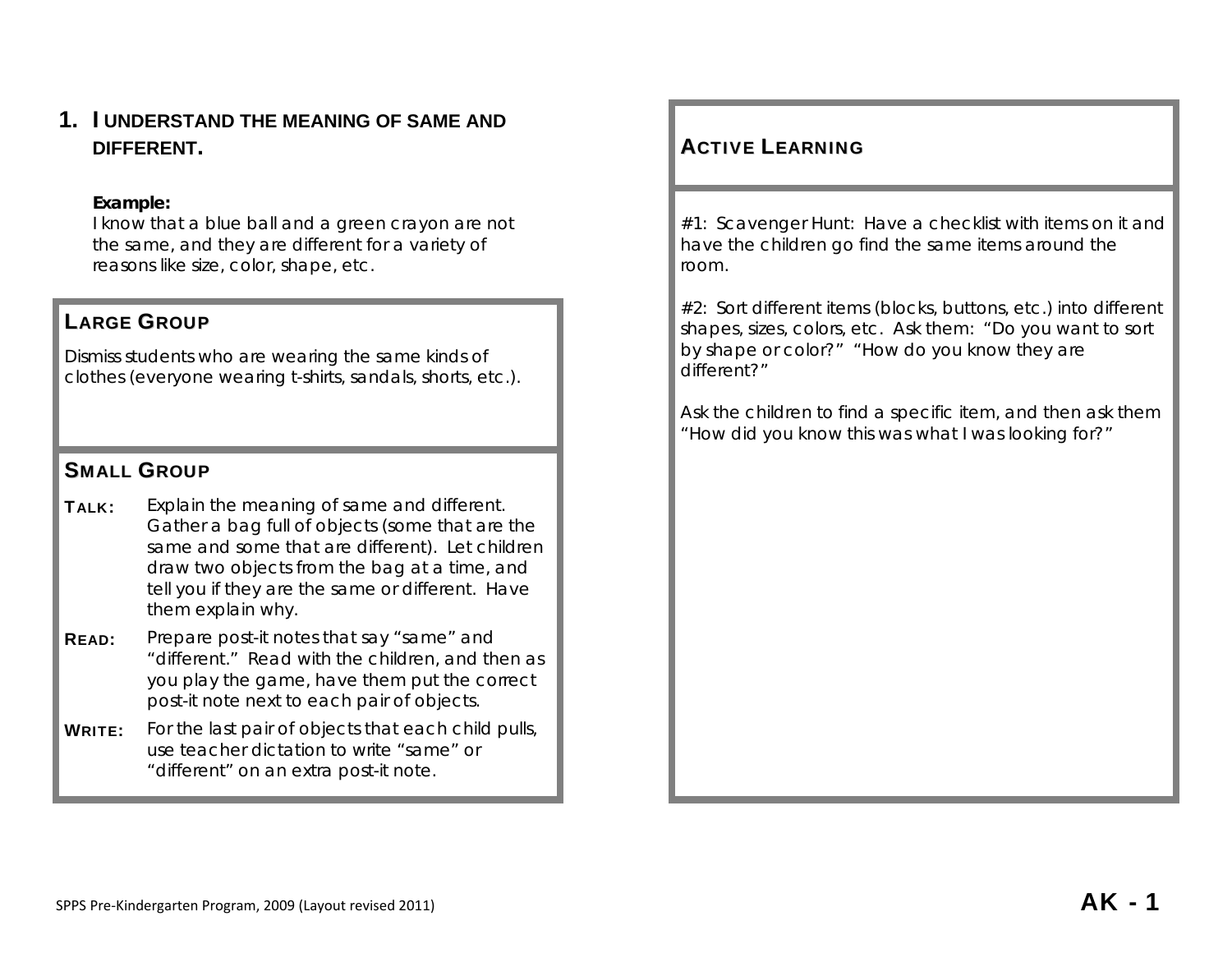## 1. I UNDERSTAND THE MEANING OF SAME AND DIFFERENT.

**Example:**
*I know that a blue ball and a green crayon are not the same, and they are different for a variety of reasons like size, color, shape, etc.*

### LARGE GROUP

*Dismiss students who are wearing the same kinds of clothes (everyone wearing t-shirts, sandals, shorts, etc.).*

### SMALL GROUP

**TALK:** *Explain the meaning of same and different. Gather a bag full of objects (some that are the same and some that are different). Let children draw two objects from the bag at a time, and tell you if they are the same or different. Have them explain why.*

**READ:** *Prepare post-it notes that say "same" and "different." Read with the children, and then as you play the game, have them put the correct post-it note next to each pair of objects.*

**WRITE:** *For the last pair of objects that each child pulls, use teacher dictation to write "same" or "different" on an extra post-it note.*

### ACTIVE LEARNING

*#1: Scavenger Hunt: Have a checklist with items on it and have the children go find the same items around the room.*

*#2: Sort different items (blocks, buttons, etc.) into different shapes, sizes, colors, etc. Ask them: "Do you want to sort by shape or color?" "How do you know they are different?"*

*Ask the children to find a specific item, and then ask them "How did you know this was what I was looking for?"*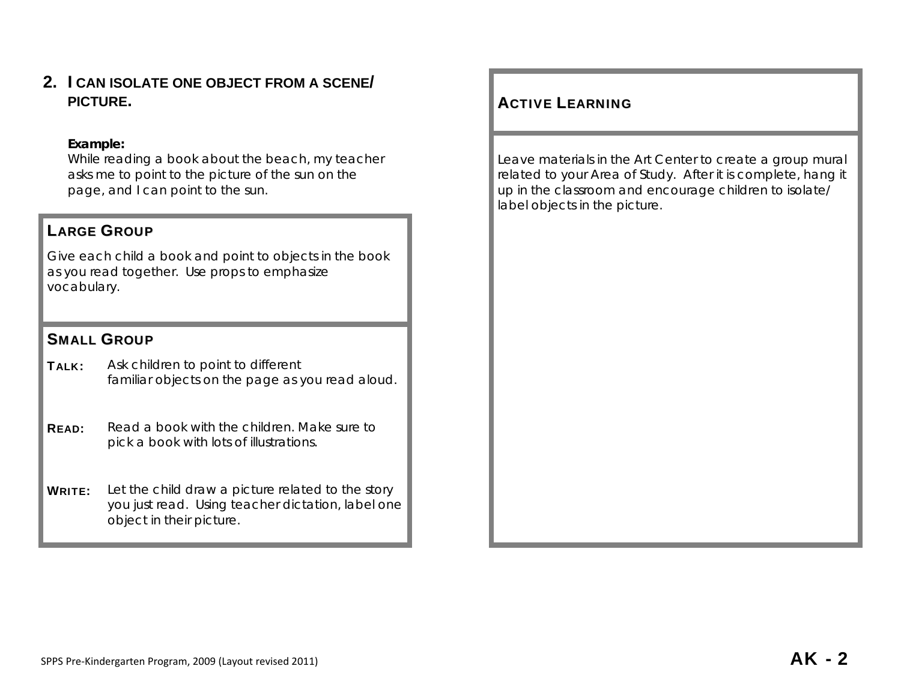## 2. I CAN ISOLATE ONE OBJECT FROM A SCENE/ PICTURE.

**Example:**
While reading a book about the beach, my teacher asks me to point to the picture of the sun on the page, and I can point to the sun.

### LARGE GROUP

Give each child a book and point to objects in the book as you read together. Use props to emphasize vocabulary.

### SMALL GROUP

**TALK:** Ask children to point to different familiar objects on the page as you read aloud.

**READ:** Read a book with the children. Make sure to pick a book with lots of illustrations.

**WRITE:** Let the child draw a picture related to the story you just read. Using teacher dictation, label one object in their picture.

### ACTIVE LEARNING

Leave materials in the Art Center to create a group mural related to your Area of Study. After it is complete, hang it up in the classroom and encourage children to isolate/ label objects in the picture.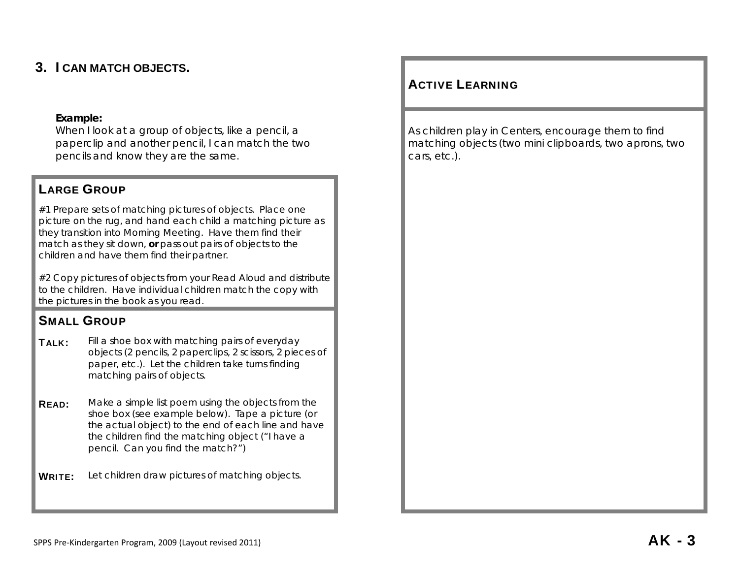## 3. I CAN MATCH OBJECTS.

**Example:**
When I look at a group of objects, like a pencil, a paperclip and another pencil, I can match the two pencils and know they are the same.

### LARGE GROUP

#1 Prepare sets of matching pictures of objects. Place one picture on the rug, and hand each child a matching picture as they transition into Morning Meeting. Have them find their match as they sit down, **or** pass out pairs of objects to the children and have them find their partner.

#2 Copy pictures of objects from your Read Aloud and distribute to the children. Have individual children match the copy with the pictures in the book as you read.

### SMALL GROUP

**TALK:** Fill a shoe box with matching pairs of everyday objects (2 pencils, 2 paperclips, 2 scissors, 2 pieces of paper, etc.). Let the children take turns finding matching pairs of objects.

**READ:** Make a simple list poem using the objects from the shoe box (see example below). Tape a picture (or the actual object) to the end of each line and have the children find the matching object ("I have a pencil. Can you find the match?")

**WRITE:** Let children draw pictures of matching objects.

### ACTIVE LEARNING

As children play in Centers, encourage them to find matching objects (two mini clipboards, two aprons, two cars, etc.).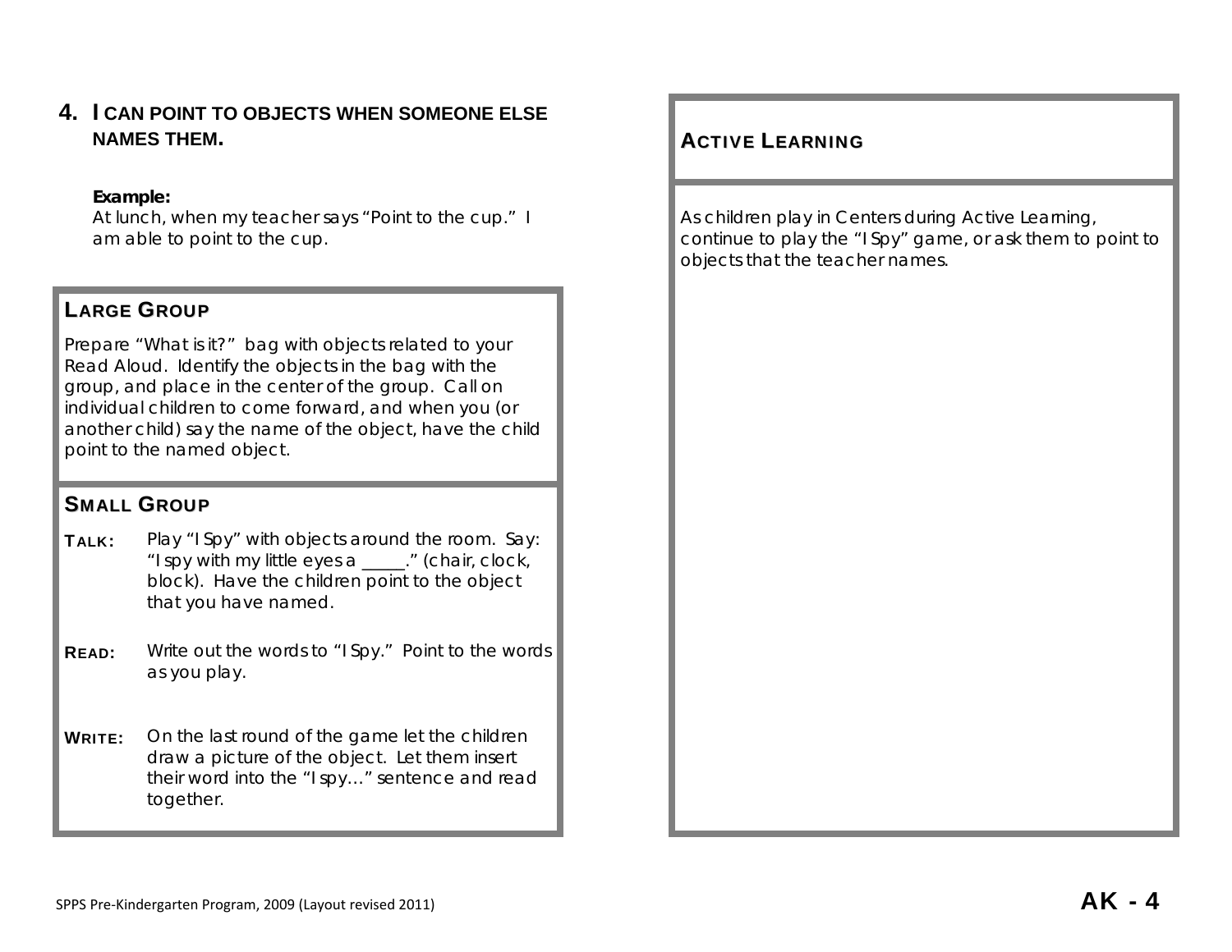## 4. I CAN POINT TO OBJECTS WHEN SOMEONE ELSE NAMES THEM.

**Example:**
At lunch, when my teacher says "Point to the cup." I am able to point to the cup.

### LARGE GROUP

Prepare "What is it?" bag with objects related to your Read Aloud. Identify the objects in the bag with the group, and place in the center of the group. Call on individual children to come forward, and when you (or another child) say the name of the object, have the child point to the named object.

### SMALL GROUP

**TALK:** Play "I Spy" with objects around the room. Say: "I spy with my little eyes a _____." (chair, clock, block). Have the children point to the object that you have named.

**READ:** Write out the words to "I Spy." Point to the words as you play.

**WRITE:** On the last round of the game let the children draw a picture of the object. Let them insert their word into the "I spy…" sentence and read together.

### ACTIVE LEARNING

As children play in Centers during Active Learning, continue to play the "I Spy" game, or ask them to point to objects that the teacher names.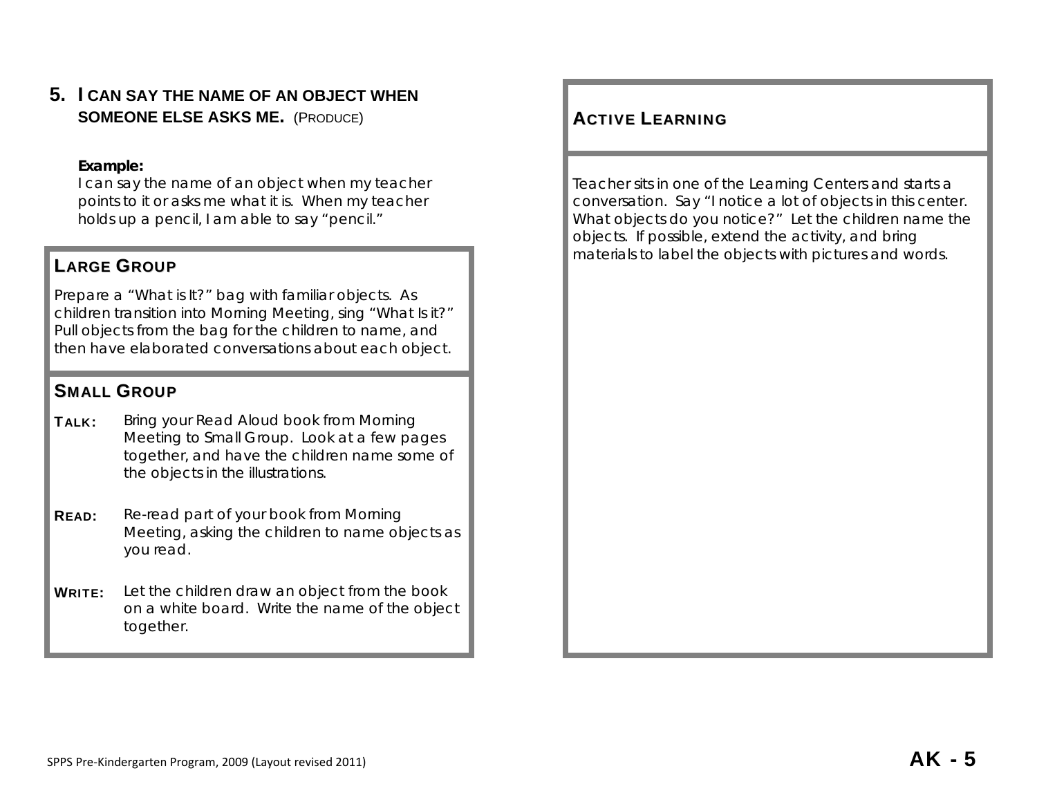## 5. I CAN SAY THE NAME OF AN OBJECT WHEN SOMEONE ELSE ASKS ME. (PRODUCE)

**Example:**
*I can say the name of an object when my teacher points to it or asks me what it is. When my teacher holds up a pencil, I am able to say "pencil."*

### LARGE GROUP

Prepare a "What is It?" bag with familiar objects. As children transition into Morning Meeting, sing "What Is it?" Pull objects from the bag for the children to name, and then have elaborated conversations about each object.

### SMALL GROUP

**TALK:** Bring your Read Aloud book from Morning Meeting to Small Group. Look at a few pages together, and have the children name some of the objects in the illustrations.

**READ:** Re-read part of your book from Morning Meeting, asking the children to name objects as you read.

**WRITE:** Let the children draw an object from the book on a white board. Write the name of the object together.

### ACTIVE LEARNING

Teacher sits in one of the Learning Centers and starts a conversation. Say "I notice a lot of objects in this center. What objects do you notice?" Let the children name the objects. If possible, extend the activity, and bring materials to label the objects with pictures and words.

SPPS Pre-Kindergarten Program, 2009 (Layout revised 2011)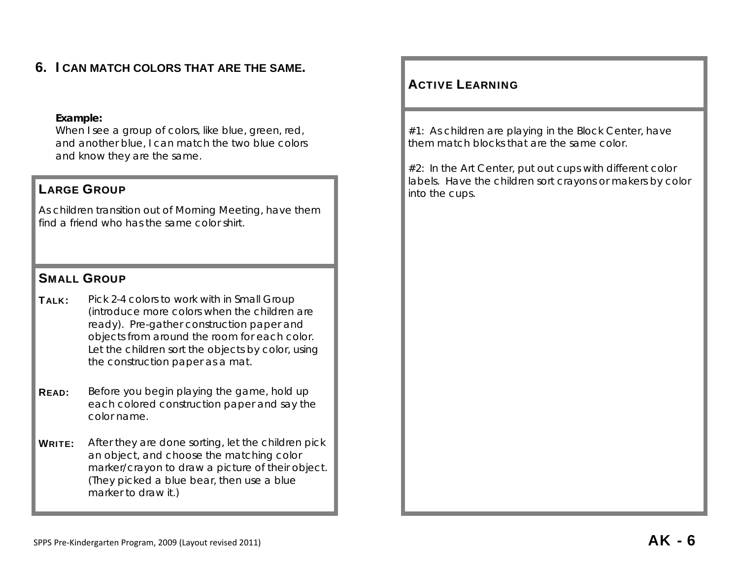## 6. I CAN MATCH COLORS THAT ARE THE SAME.

**Example:**
When I see a group of colors, like blue, green, red, and another blue, I can match the two blue colors and know they are the same.

### LARGE GROUP

As children transition out of Morning Meeting, have them find a friend who has the same color shirt.

### SMALL GROUP

**TALK:** Pick 2-4 colors to work with in Small Group (introduce more colors when the children are ready). Pre-gather construction paper and objects from around the room for each color. Let the children sort the objects by color, using the construction paper as a mat.

**READ:** Before you begin playing the game, hold up each colored construction paper and say the color name.

**WRITE:** After they are done sorting, let the children pick an object, and choose the matching color marker/crayon to draw a picture of their object. (They picked a blue bear, then use a blue marker to draw it.)

### ACTIVE LEARNING

#1: As children are playing in the Block Center, have them match blocks that are the same color.

#2: In the Art Center, put out cups with different color labels. Have the children sort crayons or makers by color into the cups.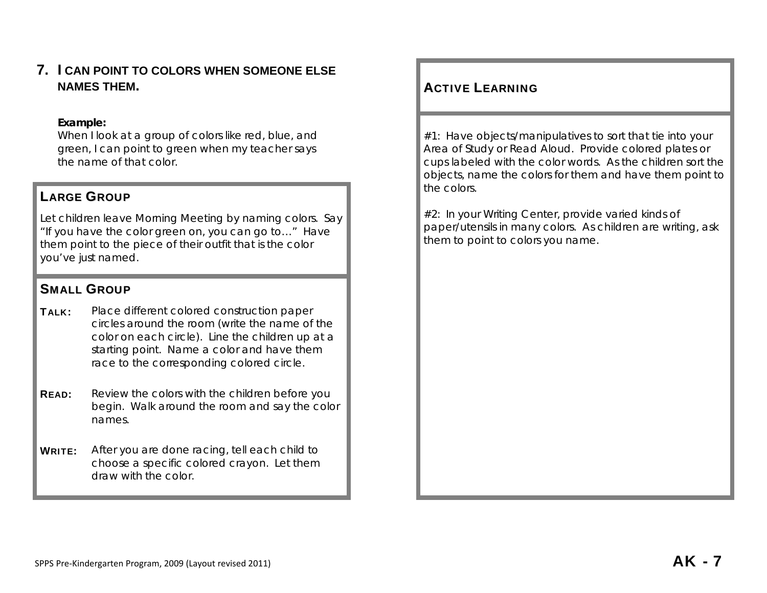## 7. I CAN POINT TO COLORS WHEN SOMEONE ELSE NAMES THEM.

**Example:**
When I look at a group of colors like red, blue, and green, I can point to green when my teacher says the name of that color.

### LARGE GROUP

Let children leave Morning Meeting by naming colors. Say "If you have the color green on, you can go to…" Have them point to the piece of their outfit that is the color you've just named.

### SMALL GROUP

**TALK:** Place different colored construction paper circles around the room (write the name of the color on each circle). Line the children up at a starting point. Name a color and have them race to the corresponding colored circle.

**READ:** Review the colors with the children before you begin. Walk around the room and say the color names.

**WRITE:** After you are done racing, tell each child to choose a specific colored crayon. Let them draw with the color.

### ACTIVE LEARNING

#1: Have objects/manipulatives to sort that tie into your Area of Study or Read Aloud. Provide colored plates or cups labeled with the color words. As the children sort the objects, name the colors for them and have them point to the colors.

#2: In your Writing Center, provide varied kinds of paper/utensils in many colors. As children are writing, ask them to point to colors you name.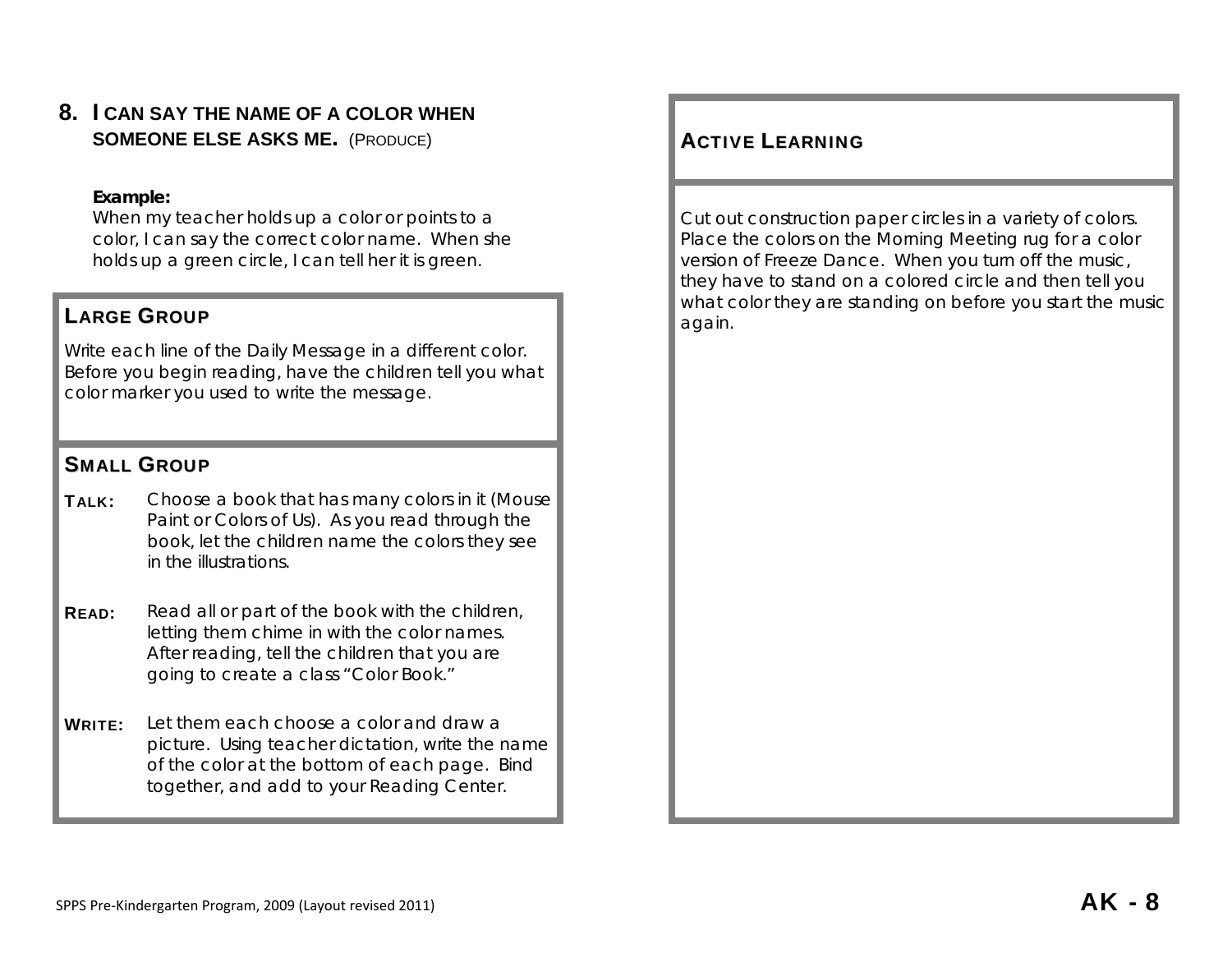## 8. I CAN SAY THE NAME OF A COLOR WHEN SOMEONE ELSE ASKS ME. (PRODUCE)

**Example:**
When my teacher holds up a color or points to a color, I can say the correct color name. When she holds up a green circle, I can tell her it is green.

### LARGE GROUP

Write each line of the Daily Message in a different color. Before you begin reading, have the children tell you what color marker you used to write the message.

### SMALL GROUP

**TALK:** Choose a book that has many colors in it (Mouse Paint or Colors of Us). As you read through the book, let the children name the colors they see in the illustrations.

**READ:** Read all or part of the book with the children, letting them chime in with the color names. After reading, tell the children that you are going to create a class "Color Book."

**WRITE:** Let them each choose a color and draw a picture. Using teacher dictation, write the name of the color at the bottom of each page. Bind together, and add to your Reading Center.

### ACTIVE LEARNING

Cut out construction paper circles in a variety of colors. Place the colors on the Morning Meeting rug for a color version of Freeze Dance. When you turn off the music, they have to stand on a colored circle and then tell you what color they are standing on before you start the music again.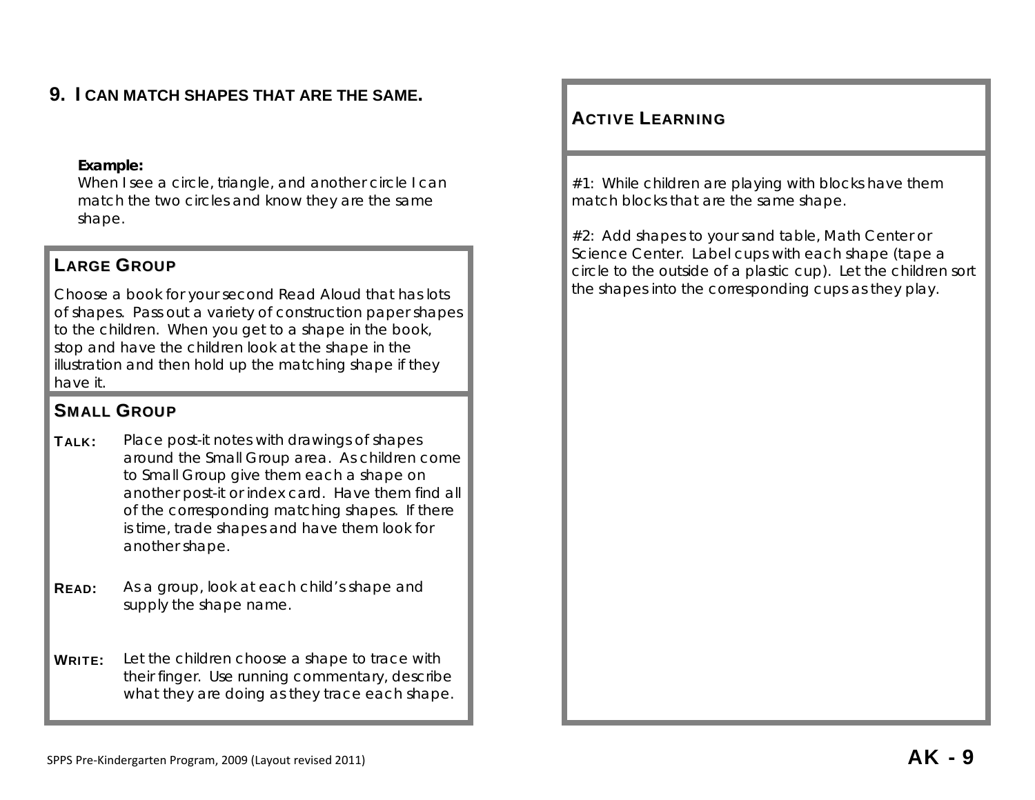## 9. I CAN MATCH SHAPES THAT ARE THE SAME.

**Example:**
When I see a circle, triangle, and another circle I can match the two circles and know they are the same shape.

### LARGE GROUP

Choose a book for your second Read Aloud that has lots of shapes. Pass out a variety of construction paper shapes to the children. When you get to a shape in the book, stop and have the children look at the shape in the illustration and then hold up the matching shape if they have it.

### SMALL GROUP

**TALK:** Place post-it notes with drawings of shapes around the Small Group area. As children come to Small Group give them each a shape on another post-it or index card. Have them find all of the corresponding matching shapes. If there is time, trade shapes and have them look for another shape.

**READ:** As a group, look at each child's shape and supply the shape name.

**WRITE:** Let the children choose a shape to trace with their finger. Use running commentary, describe what they are doing as they trace each shape.

### ACTIVE LEARNING

#1: While children are playing with blocks have them match blocks that are the same shape.

#2: Add shapes to your sand table, Math Center or Science Center. Label cups with each shape (tape a circle to the outside of a plastic cup). Let the children sort the shapes into the corresponding cups as they play.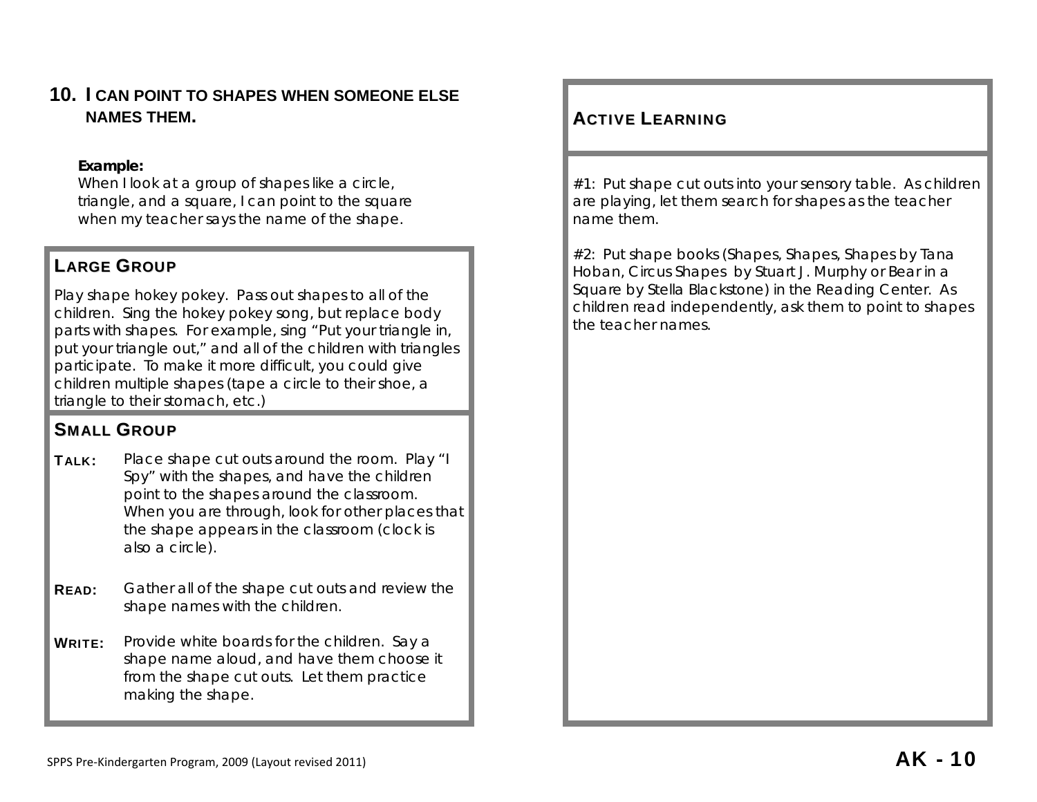## 10. I CAN POINT TO SHAPES WHEN SOMEONE ELSE NAMES THEM.

***Example:***
*When I look at a group of shapes like a circle, triangle, and a square, I can point to the square when my teacher says the name of the shape.*

### LARGE GROUP

Play shape hokey pokey. Pass out shapes to all of the children. Sing the hokey pokey song, but replace body parts with shapes. For example, sing "Put your triangle in, put your triangle out," and all of the children with triangles participate. To make it more difficult, you could give children multiple shapes (tape a circle to their shoe, a triangle to their stomach, etc.)

### SMALL GROUP

**TALK:** Place shape cut outs around the room. Play "I Spy" with the shapes, and have the children point to the shapes around the classroom. When you are through, look for other places that the shape appears in the classroom (clock is also a circle).

**READ:** Gather all of the shape cut outs and review the shape names with the children.

**WRITE:** Provide white boards for the children. Say a shape name aloud, and have them choose it from the shape cut outs. Let them practice making the shape.

### ACTIVE LEARNING

#1: Put shape cut outs into your sensory table. As children are playing, let them search for shapes as the teacher name them.

#2: Put shape books (Shapes, Shapes, Shapes by Tana Hoban, Circus Shapes by Stuart J. Murphy or Bear in a Square by Stella Blackstone) in the Reading Center. As children read independently, ask them to point to shapes the teacher names.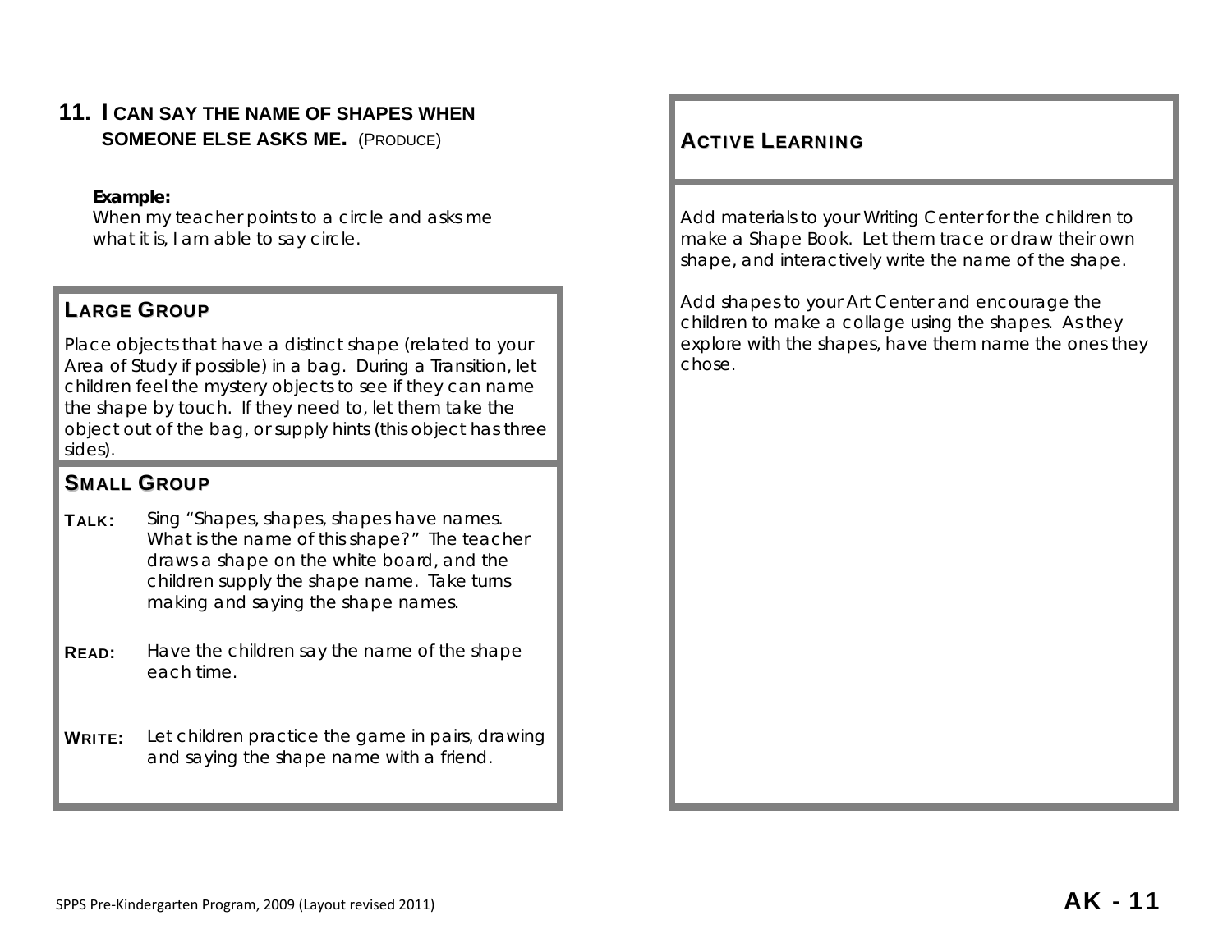## 11. I CAN SAY THE NAME OF SHAPES WHEN SOMEONE ELSE ASKS ME. (PRODUCE)

**Example:**
When my teacher points to a circle and asks me what it is, I am able to say circle.

### LARGE GROUP

Place objects that have a distinct shape (related to your Area of Study if possible) in a bag. During a Transition, let children feel the mystery objects to see if they can name the shape by touch. If they need to, let them take the object out of the bag, or supply hints (this object has three sides).

### SMALL GROUP

**TALK:** Sing "Shapes, shapes, shapes have names. What is the name of this shape?" The teacher draws a shape on the white board, and the children supply the shape name. Take turns making and saying the shape names.

**READ:** Have the children say the name of the shape each time.

**WRITE:** Let children practice the game in pairs, drawing and saying the shape name with a friend.

### ACTIVE LEARNING

Add materials to your Writing Center for the children to make a Shape Book. Let them trace or draw their own shape, and interactively write the name of the shape.

Add shapes to your Art Center and encourage the children to make a collage using the shapes. As they explore with the shapes, have them name the ones they chose.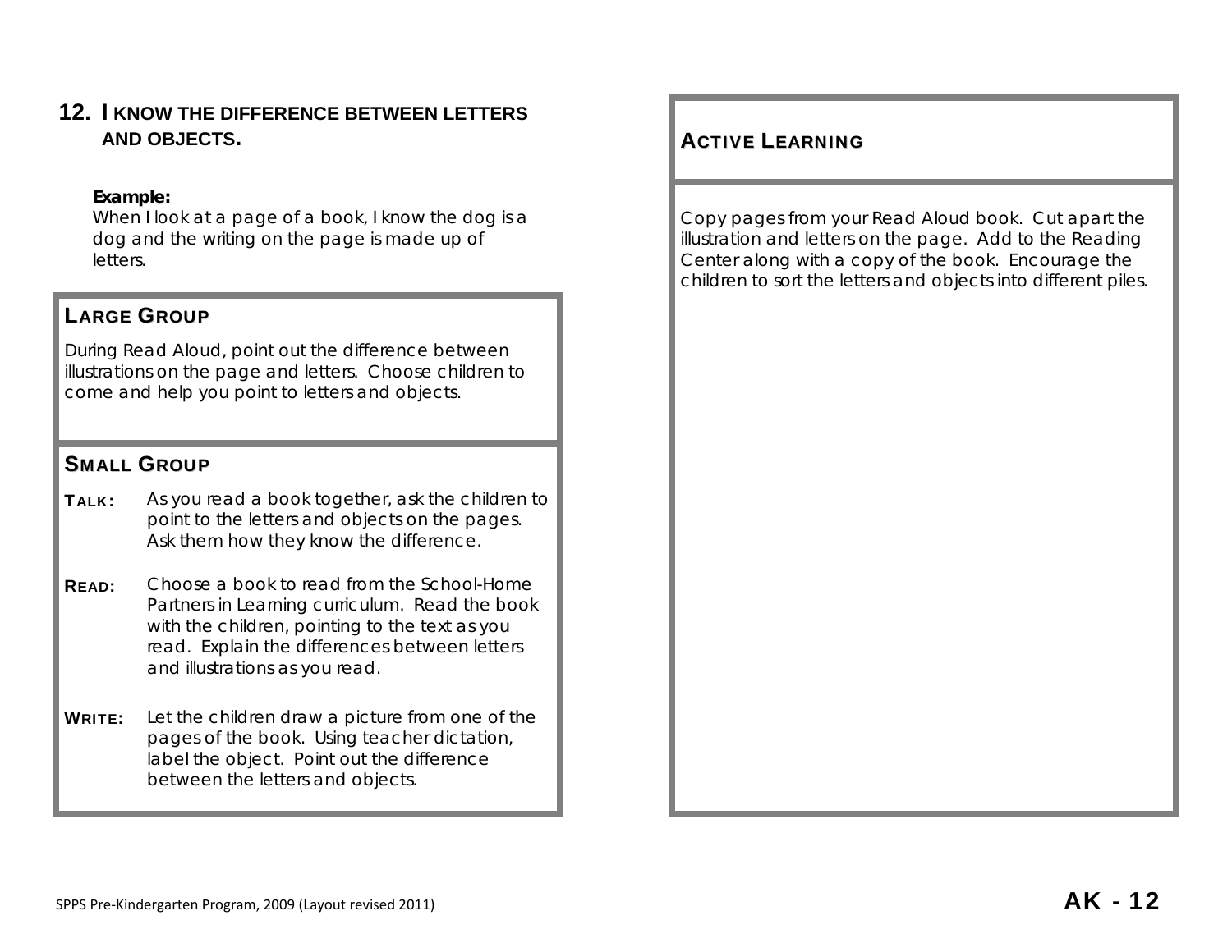## 12. I KNOW THE DIFFERENCE BETWEEN LETTERS AND OBJECTS.

**Example:**
When I look at a page of a book, I know the dog is a dog and the writing on the page is made up of letters.

### LARGE GROUP

During Read Aloud, point out the difference between illustrations on the page and letters. Choose children to come and help you point to letters and objects.

### SMALL GROUP

**TALK:** As you read a book together, ask the children to point to the letters and objects on the pages. Ask them how they know the difference.

**READ:** Choose a book to read from the School-Home Partners in Learning curriculum. Read the book with the children, pointing to the text as you read. Explain the differences between letters and illustrations as you read.

**WRITE:** Let the children draw a picture from one of the pages of the book. Using teacher dictation, label the object. Point out the difference between the letters and objects.

### ACTIVE LEARNING

Copy pages from your Read Aloud book. Cut apart the illustration and letters on the page. Add to the Reading Center along with a copy of the book. Encourage the children to sort the letters and objects into different piles.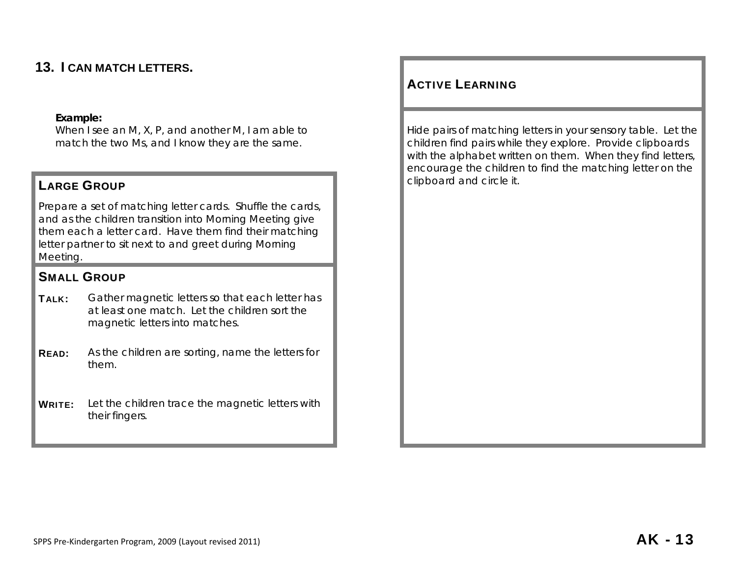## 13. I CAN MATCH LETTERS.

**Example:**
When I see an M, X, P, and another M, I am able to match the two Ms, and I know they are the same.

### LARGE GROUP

Prepare a set of matching letter cards. Shuffle the cards, and as the children transition into Morning Meeting give them each a letter card. Have them find their matching letter partner to sit next to and greet during Morning Meeting.

### SMALL GROUP

**TALK:** Gather magnetic letters so that each letter has at least one match. Let the children sort the magnetic letters into matches.

**READ:** As the children are sorting, name the letters for them.

**WRITE:** Let the children trace the magnetic letters with their fingers.

### ACTIVE LEARNING

Hide pairs of matching letters in your sensory table. Let the children find pairs while they explore. Provide clipboards with the alphabet written on them. When they find letters, encourage the children to find the matching letter on the clipboard and circle it.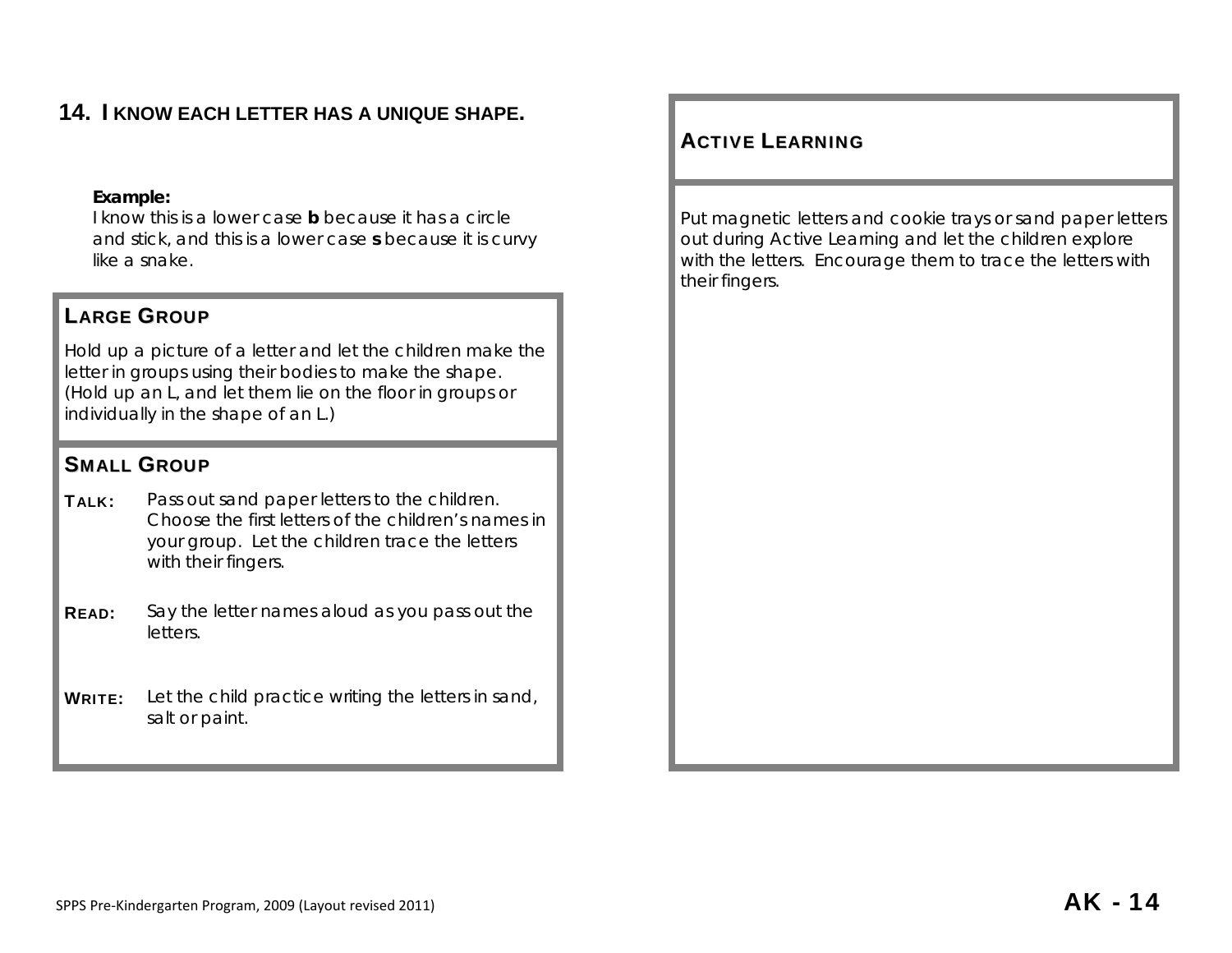## 14. I KNOW EACH LETTER HAS A UNIQUE SHAPE.

**Example:**
I know this is a lower case **b** because it has a circle and stick, and this is a lower case **s** because it is curvy like a snake.

### LARGE GROUP

Hold up a picture of a letter and let the children make the letter in groups using their bodies to make the shape. (Hold up an L, and let them lie on the floor in groups or individually in the shape of an L.)

### SMALL GROUP

**TALK:** Pass out sand paper letters to the children. Choose the first letters of the children's names in your group. Let the children trace the letters with their fingers.

**READ:** Say the letter names aloud as you pass out the letters.

**WRITE:** Let the child practice writing the letters in sand, salt or paint.

### ACTIVE LEARNING

Put magnetic letters and cookie trays or sand paper letters out during Active Learning and let the children explore with the letters. Encourage them to trace the letters with their fingers.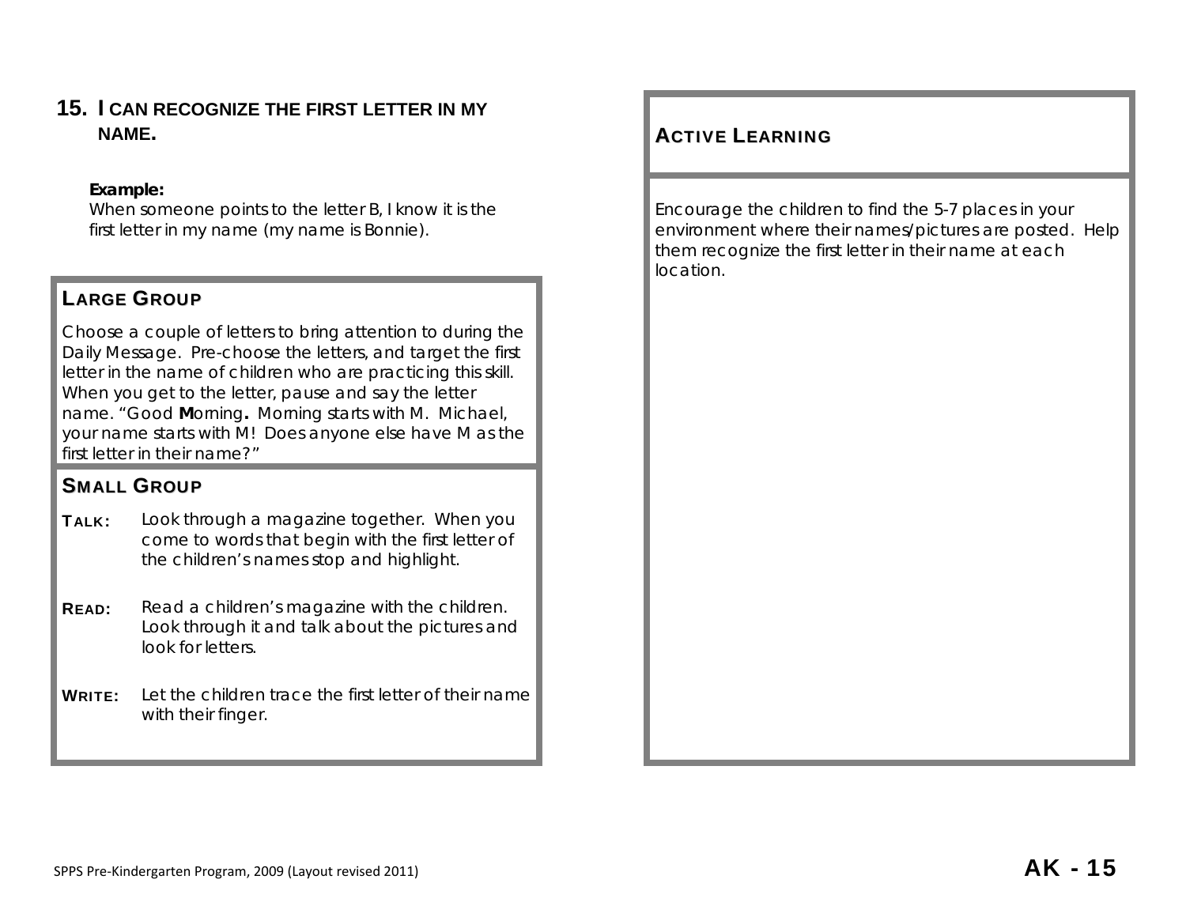## 15. I CAN RECOGNIZE THE FIRST LETTER IN MY NAME.

***Example:***
*When someone points to the letter B, I know it is the first letter in my name (my name is Bonnie).*

### LARGE GROUP

Choose a couple of letters to bring attention to during the Daily Message. Pre-choose the letters, and target the first letter in the name of children who are practicing this skill. When you get to the letter, pause and say the letter name. "Good **M**orning**.** Morning starts with M. Michael, your name starts with M! Does anyone else have M as the first letter in their name?"

### SMALL GROUP

**TALK:** Look through a magazine together. When you come to words that begin with the first letter of the children's names stop and highlight.

**READ:** Read a children's magazine with the children. Look through it and talk about the pictures and look for letters.

**WRITE:** Let the children trace the first letter of their name with their finger.

### ACTIVE LEARNING

Encourage the children to find the 5-7 places in your environment where their names/pictures are posted. Help them recognize the first letter in their name at each location.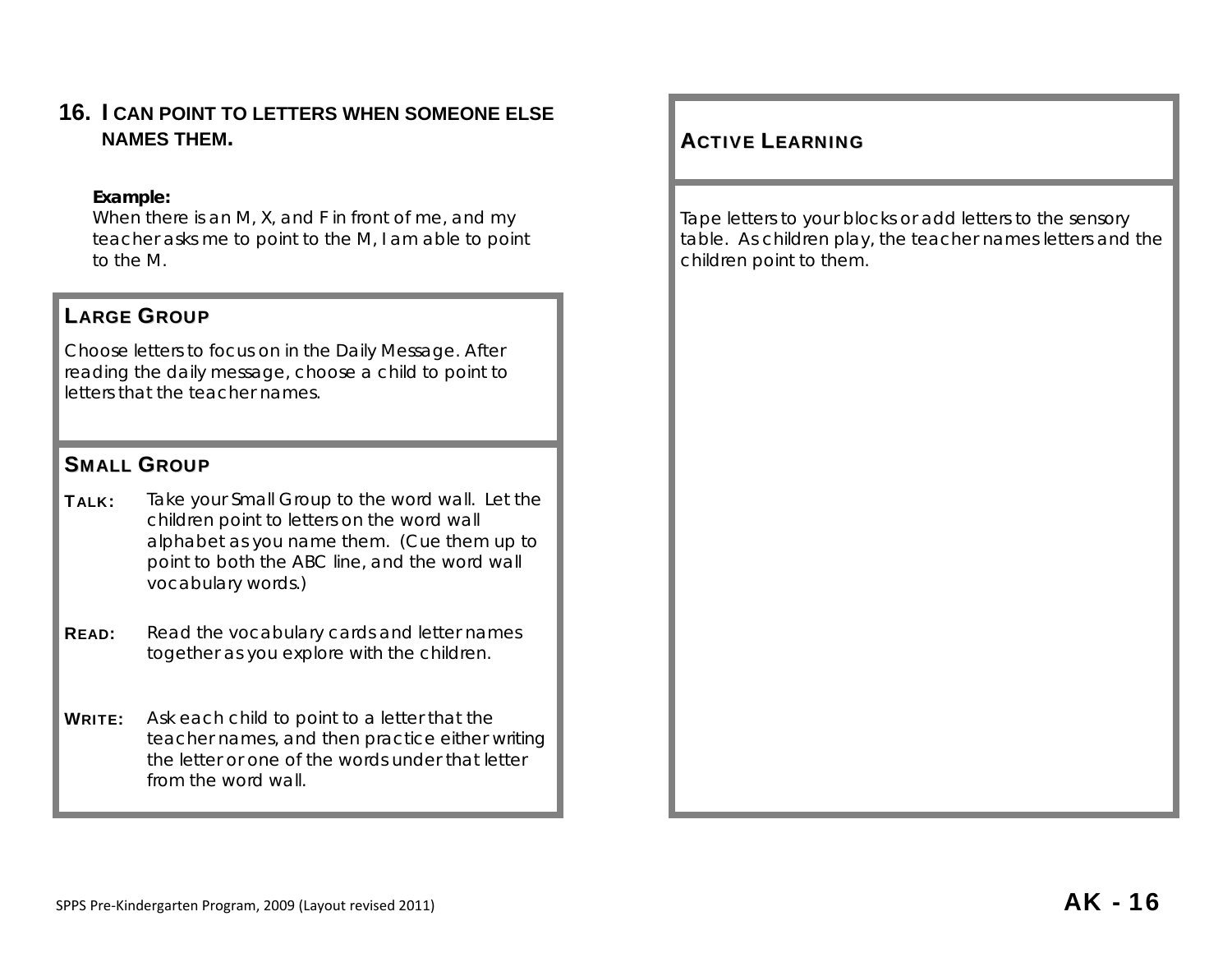## 16. I CAN POINT TO LETTERS WHEN SOMEONE ELSE NAMES THEM.

***Example:***
*When there is an M, X, and F in front of me, and my teacher asks me to point to the M, I am able to point to the M.*

### LARGE GROUP

Choose letters to focus on in the Daily Message. After reading the daily message, choose a child to point to letters that the teacher names.

### SMALL GROUP

**TALK:** Take your Small Group to the word wall. Let the children point to letters on the word wall alphabet as you name them. (Cue them up to point to both the ABC line, and the word wall vocabulary words.)

**READ:** Read the vocabulary cards and letter names together as you explore with the children.

**WRITE:** Ask each child to point to a letter that the teacher names, and then practice either writing the letter or one of the words under that letter from the word wall.

### ACTIVE LEARNING

Tape letters to your blocks or add letters to the sensory table. As children play, the teacher names letters and the children point to them.

SPPS Pre-Kindergarten Program, 2009 (Layout revised 2011)

**AK - 16**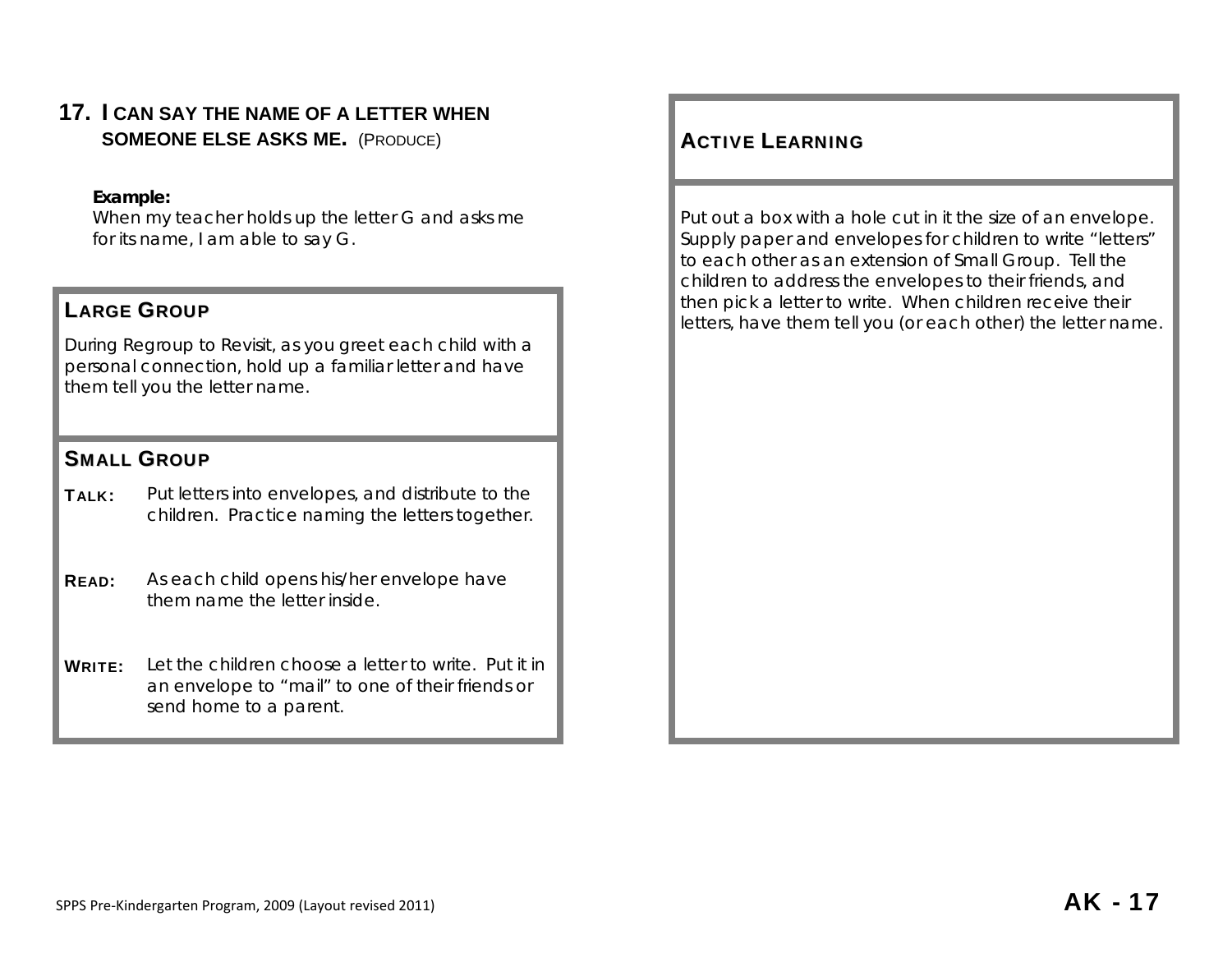## 17. I CAN SAY THE NAME OF A LETTER WHEN SOMEONE ELSE ASKS ME. (PRODUCE)

**Example:**
When my teacher holds up the letter G and asks me for its name, I am able to say G.

### LARGE GROUP

During Regroup to Revisit, as you greet each child with a personal connection, hold up a familiar letter and have them tell you the letter name.

### SMALL GROUP

**TALK:** Put letters into envelopes, and distribute to the children. Practice naming the letters together.

**READ:** As each child opens his/her envelope have them name the letter inside.

**WRITE:** Let the children choose a letter to write. Put it in an envelope to "mail" to one of their friends or send home to a parent.

### ACTIVE LEARNING

Put out a box with a hole cut in it the size of an envelope. Supply paper and envelopes for children to write "letters" to each other as an extension of Small Group. Tell the children to address the envelopes to their friends, and then pick a letter to write. When children receive their letters, have them tell you (or each other) the letter name.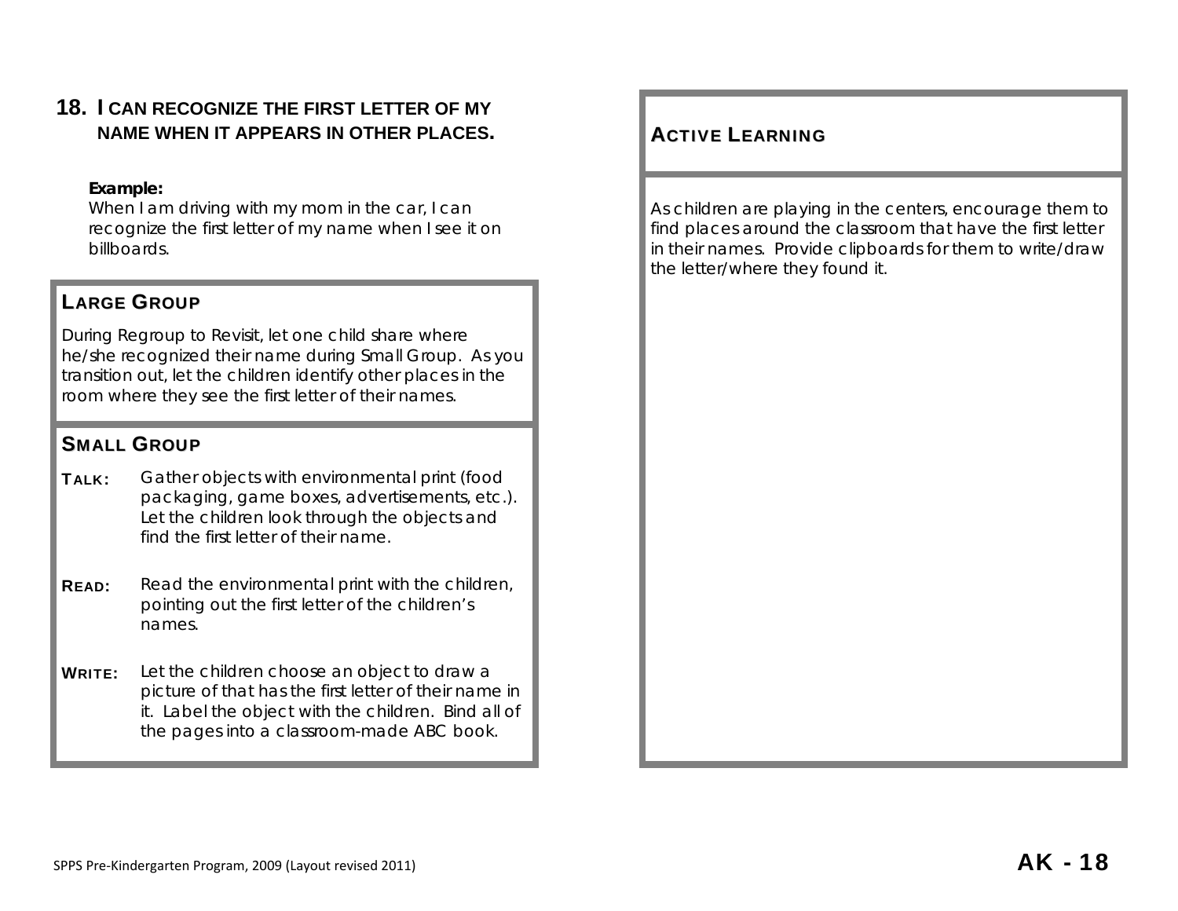## 18. I CAN RECOGNIZE THE FIRST LETTER OF MY NAME WHEN IT APPEARS IN OTHER PLACES.

**Example:**
When I am driving with my mom in the car, I can recognize the first letter of my name when I see it on billboards.

### LARGE GROUP

During Regroup to Revisit, let one child share where he/she recognized their name during Small Group. As you transition out, let the children identify other places in the room where they see the first letter of their names.

### SMALL GROUP

**TALK:** Gather objects with environmental print (food packaging, game boxes, advertisements, etc.). Let the children look through the objects and find the first letter of their name.

**READ:** Read the environmental print with the children, pointing out the first letter of the children's names.

**WRITE:** Let the children choose an object to draw a picture of that has the first letter of their name in it. Label the object with the children. Bind all of the pages into a classroom-made ABC book.

### ACTIVE LEARNING

As children are playing in the centers, encourage them to find places around the classroom that have the first letter in their names. Provide clipboards for them to write/draw the letter/where they found it.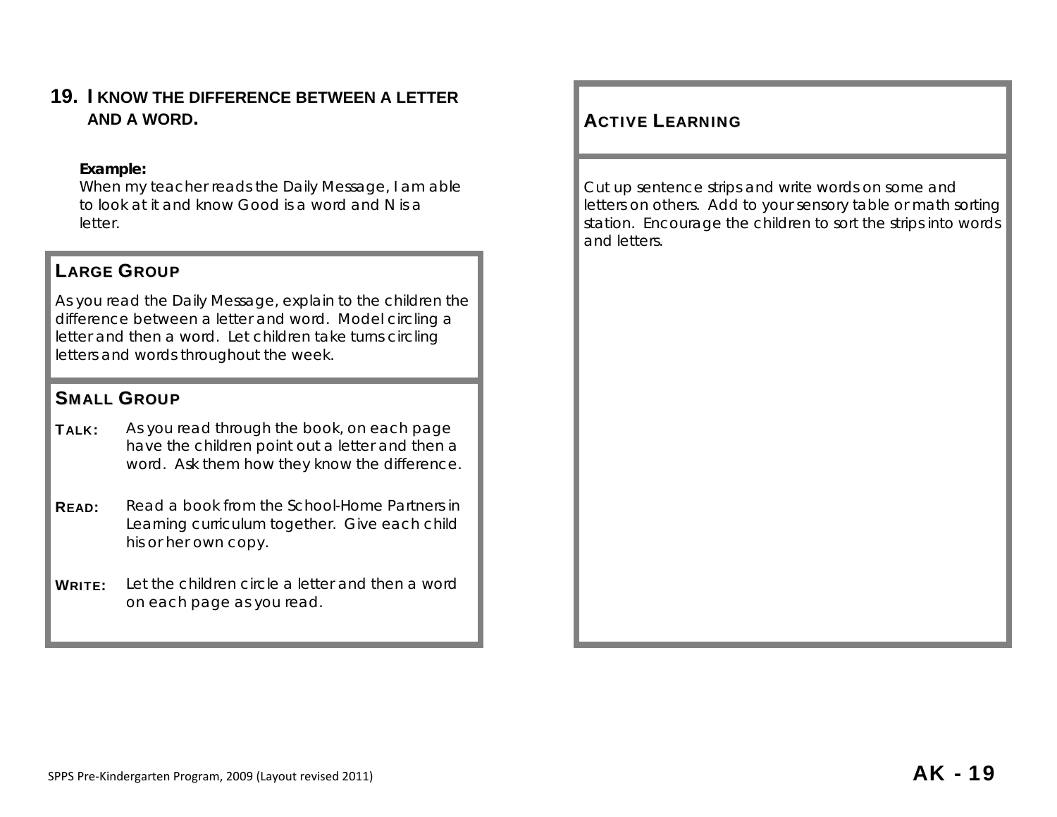## 19. I KNOW THE DIFFERENCE BETWEEN A LETTER AND A WORD.

**Example:**
When my teacher reads the Daily Message, I am able to look at it and know Good is a word and N is a letter.

### LARGE GROUP

As you read the Daily Message, explain to the children the difference between a letter and word. Model circling a letter and then a word. Let children take turns circling letters and words throughout the week.

### SMALL GROUP

**TALK:** As you read through the book, on each page have the children point out a letter and then a word. Ask them how they know the difference.

**READ:** Read a book from the School-Home Partners in Learning curriculum together. Give each child his or her own copy.

**WRITE:** Let the children circle a letter and then a word on each page as you read.

### ACTIVE LEARNING

Cut up sentence strips and write words on some and letters on others. Add to your sensory table or math sorting station. Encourage the children to sort the strips into words and letters.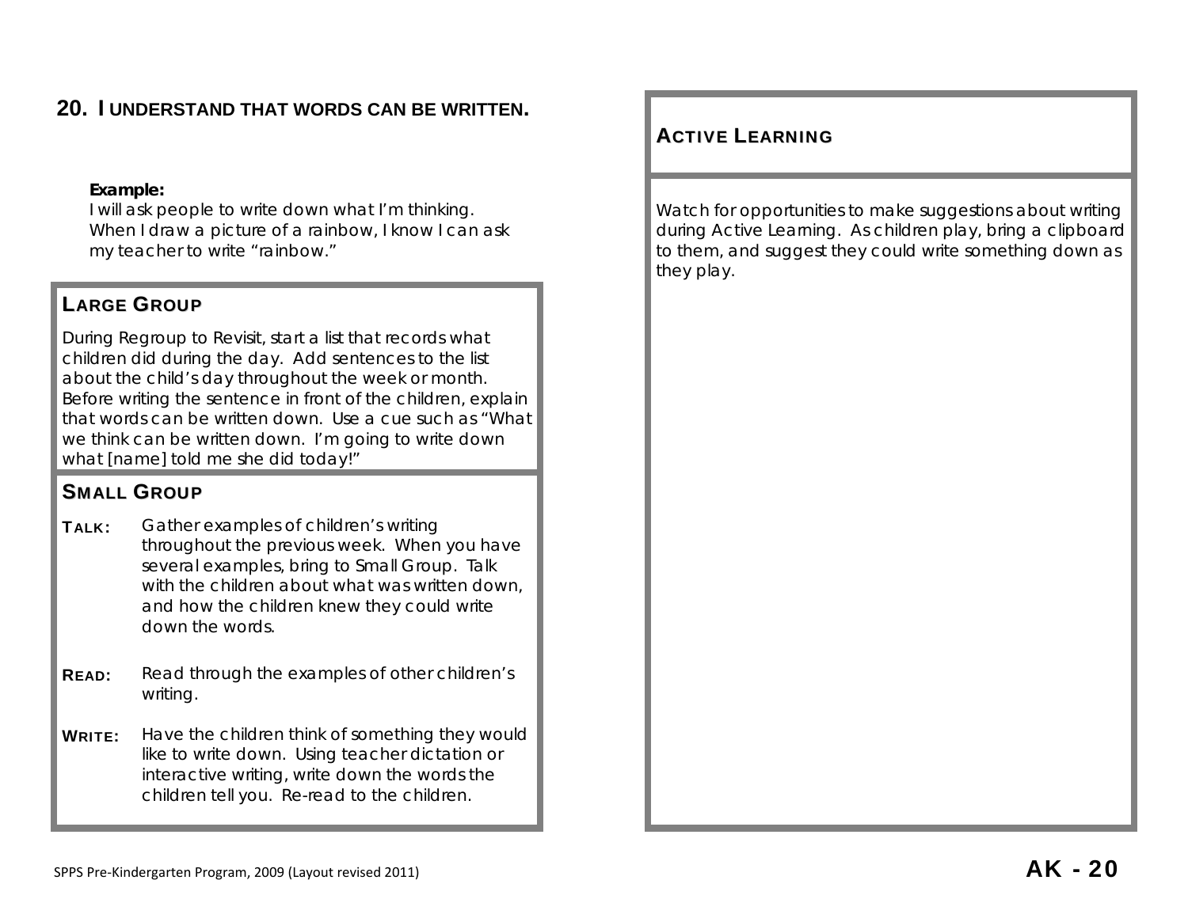## 20. I UNDERSTAND THAT WORDS CAN BE WRITTEN.

***Example:***
*I will ask people to write down what I'm thinking. When I draw a picture of a rainbow, I know I can ask my teacher to write "rainbow."*

### LARGE GROUP

During Regroup to Revisit, start a list that records what children did during the day. Add sentences to the list about the child's day throughout the week or month. Before writing the sentence in front of the children, explain that words can be written down. Use a cue such as "What we think can be written down. I'm going to write down what [name] told me she did today!"

### SMALL GROUP

**TALK:** Gather examples of children's writing throughout the previous week. When you have several examples, bring to Small Group. Talk with the children about what was written down, and how the children knew they could write down the words.

**READ:** Read through the examples of other children's writing.

**WRITE:** Have the children think of something they would like to write down. Using teacher dictation or interactive writing, write down the words the children tell you. Re-read to the children.

### ACTIVE LEARNING

Watch for opportunities to make suggestions about writing during Active Learning. As children play, bring a clipboard to them, and suggest they could write something down as they play.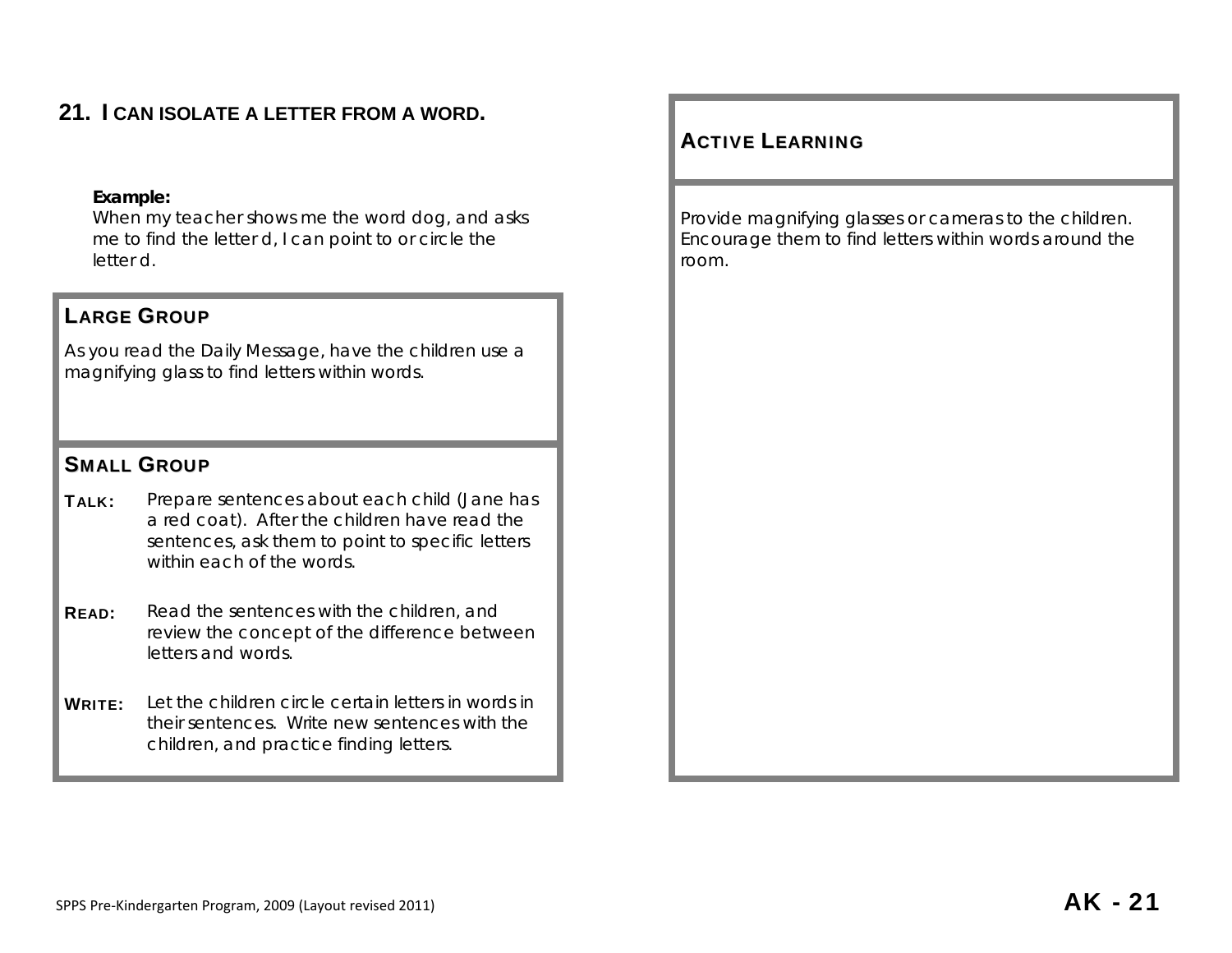## 21. I CAN ISOLATE A LETTER FROM A WORD.

**Example:**
When my teacher shows me the word dog, and asks me to find the letter d, I can point to or circle the letter d.

### LARGE GROUP

As you read the Daily Message, have the children use a magnifying glass to find letters within words.

### SMALL GROUP

**TALK:** Prepare sentences about each child (Jane has a red coat). After the children have read the sentences, ask them to point to specific letters within each of the words.

**READ:** Read the sentences with the children, and review the concept of the difference between letters and words.

**WRITE:** Let the children circle certain letters in words in their sentences. Write new sentences with the children, and practice finding letters.

### ACTIVE LEARNING

Provide magnifying glasses or cameras to the children. Encourage them to find letters within words around the room.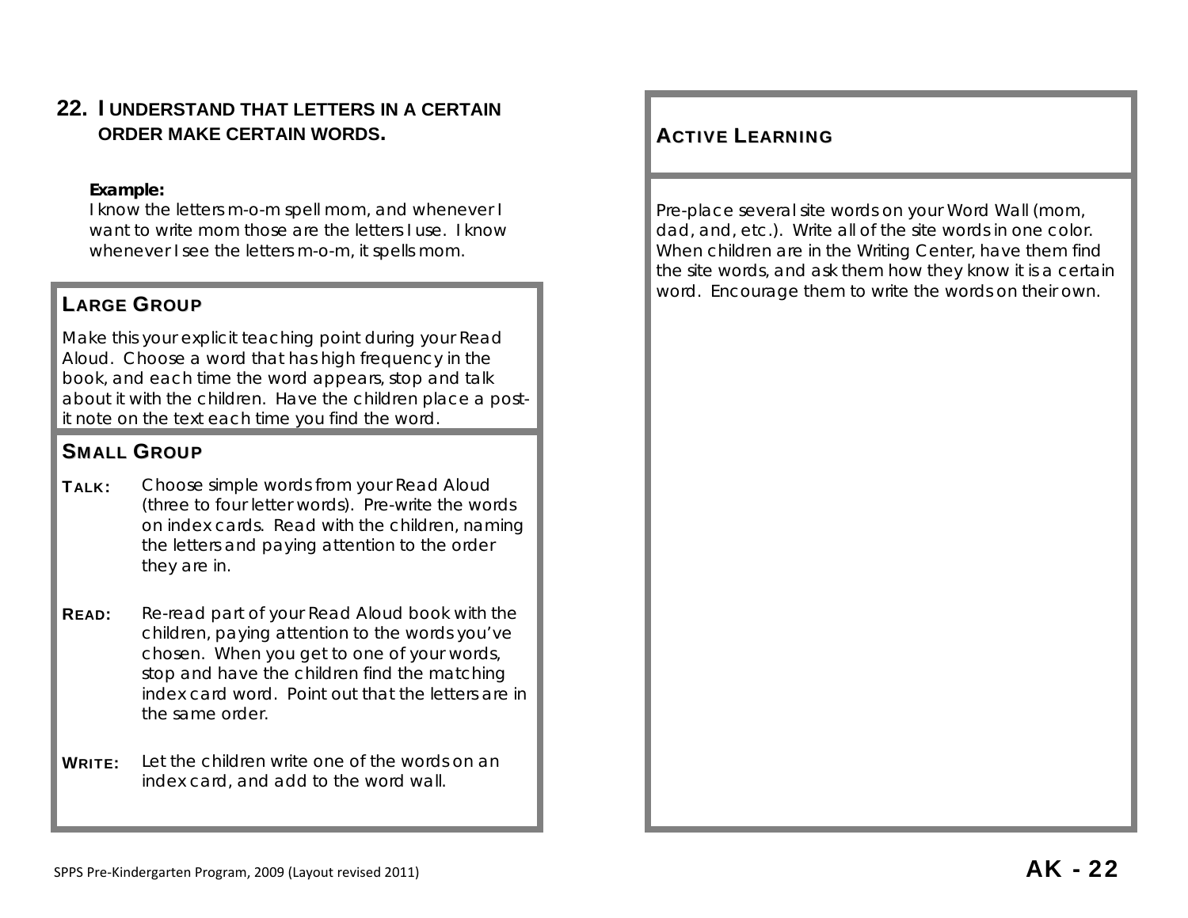## 22. I UNDERSTAND THAT LETTERS IN A CERTAIN ORDER MAKE CERTAIN WORDS.

**Example:**
I know the letters m-o-m spell mom, and whenever I want to write mom those are the letters I use. I know whenever I see the letters m-o-m, it spells mom.

### LARGE GROUP

Make this your explicit teaching point during your Read Aloud. Choose a word that has high frequency in the book, and each time the word appears, stop and talk about it with the children. Have the children place a post-it note on the text each time you find the word.

### SMALL GROUP

**TALK:** Choose simple words from your Read Aloud (three to four letter words). Pre-write the words on index cards. Read with the children, naming the letters and paying attention to the order they are in.

**READ:** Re-read part of your Read Aloud book with the children, paying attention to the words you've chosen. When you get to one of your words, stop and have the children find the matching index card word. Point out that the letters are in the same order.

**WRITE:** Let the children write one of the words on an index card, and add to the word wall.

### ACTIVE LEARNING

Pre-place several site words on your Word Wall (mom, dad, and, etc.). Write all of the site words in one color. When children are in the Writing Center, have them find the site words, and ask them how they know it is a certain word. Encourage them to write the words on their own.